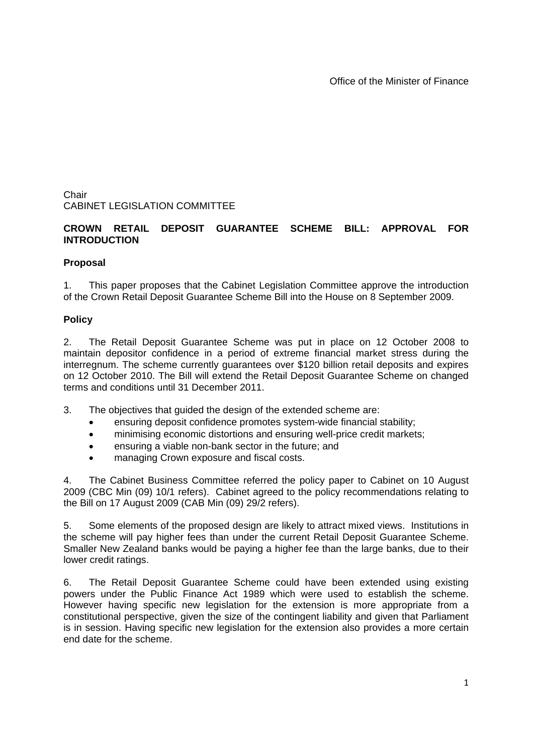Office of the Minister of Finance

Chair
CABINET LEGISLATION COMMITTEE

**CROWN RETAIL DEPOSIT GUARANTEE SCHEME BILL: APPROVAL FOR INTRODUCTION**

**Proposal**

1. This paper proposes that the Cabinet Legislation Committee approve the introduction of the Crown Retail Deposit Guarantee Scheme Bill into the House on 8 September 2009.

**Policy**

2. The Retail Deposit Guarantee Scheme was put in place on 12 October 2008 to maintain depositor confidence in a period of extreme financial market stress during the interregnum. The scheme currently guarantees over $120 billion retail deposits and expires on 12 October 2010. The Bill will extend the Retail Deposit Guarantee Scheme on changed terms and conditions until 31 December 2011.

3. The objectives that guided the design of the extended scheme are:

- ensuring deposit confidence promotes system-wide financial stability;
- minimising economic distortions and ensuring well-price credit markets;
- ensuring a viable non-bank sector in the future; and
- managing Crown exposure and fiscal costs.

4. The Cabinet Business Committee referred the policy paper to Cabinet on 10 August 2009 (CBC Min (09) 10/1 refers). Cabinet agreed to the policy recommendations relating to the Bill on 17 August 2009 (CAB Min (09) 29/2 refers).

5. Some elements of the proposed design are likely to attract mixed views. Institutions in the scheme will pay higher fees than under the current Retail Deposit Guarantee Scheme. Smaller New Zealand banks would be paying a higher fee than the large banks, due to their lower credit ratings.

6. The Retail Deposit Guarantee Scheme could have been extended using existing powers under the Public Finance Act 1989 which were used to establish the scheme. However having specific new legislation for the extension is more appropriate from a constitutional perspective, given the size of the contingent liability and given that Parliament is in session. Having specific new legislation for the extension also provides a more certain end date for the scheme.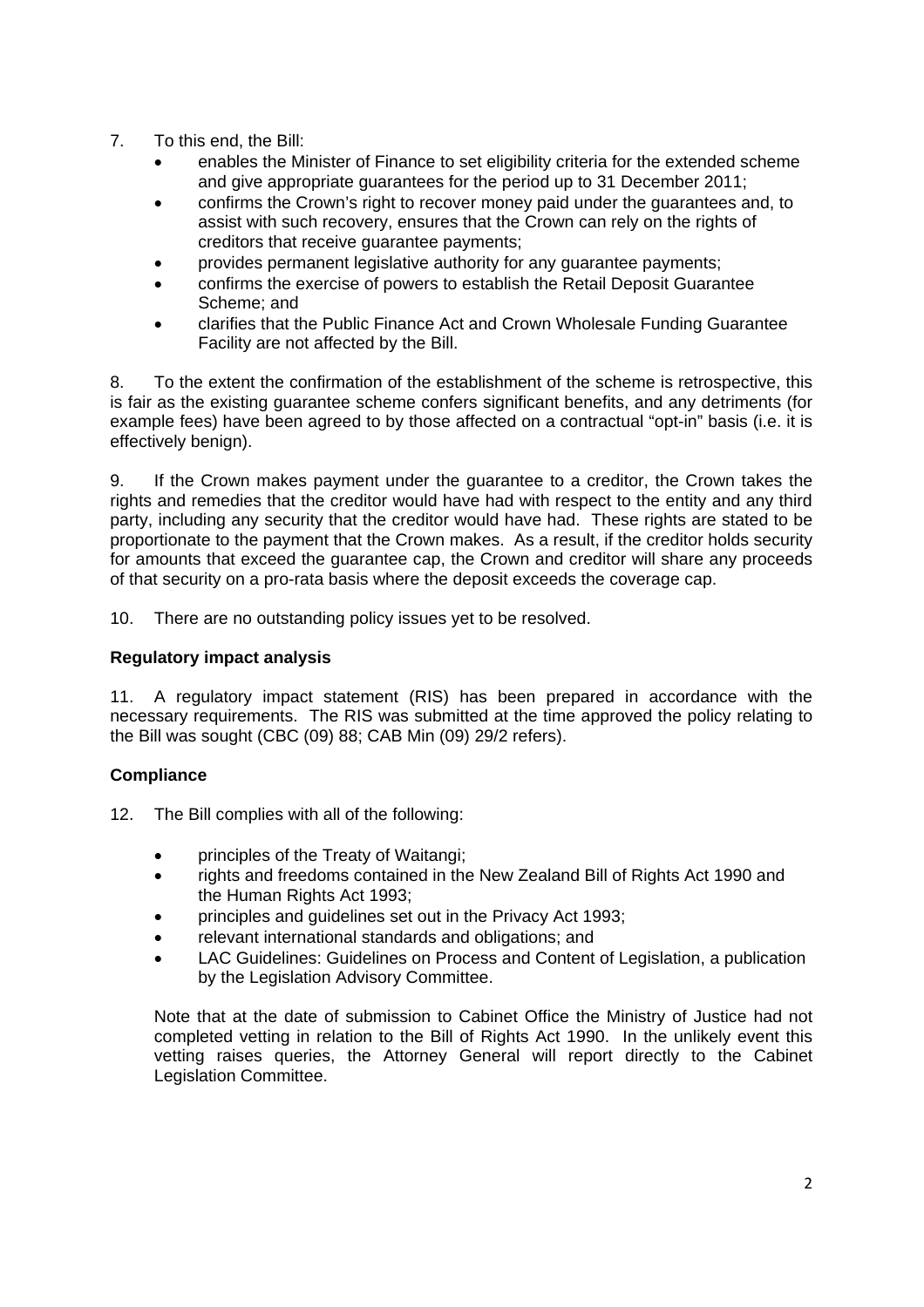7. To this end, the Bill:
   - enables the Minister of Finance to set eligibility criteria for the extended scheme and give appropriate guarantees for the period up to 31 December 2011;
   - confirms the Crown's right to recover money paid under the guarantees and, to assist with such recovery, ensures that the Crown can rely on the rights of creditors that receive guarantee payments;
   - provides permanent legislative authority for any guarantee payments;
   - confirms the exercise of powers to establish the Retail Deposit Guarantee Scheme; and
   - clarifies that the Public Finance Act and Crown Wholesale Funding Guarantee Facility are not affected by the Bill.

8. To the extent the confirmation of the establishment of the scheme is retrospective, this is fair as the existing guarantee scheme confers significant benefits, and any detriments (for example fees) have been agreed to by those affected on a contractual "opt-in" basis (i.e. it is effectively benign).

9. If the Crown makes payment under the guarantee to a creditor, the Crown takes the rights and remedies that the creditor would have had with respect to the entity and any third party, including any security that the creditor would have had. These rights are stated to be proportionate to the payment that the Crown makes. As a result, if the creditor holds security for amounts that exceed the guarantee cap, the Crown and creditor will share any proceeds of that security on a pro-rata basis where the deposit exceeds the coverage cap.

10. There are no outstanding policy issues yet to be resolved.

**Regulatory impact analysis**

11. A regulatory impact statement (RIS) has been prepared in accordance with the necessary requirements. The RIS was submitted at the time approved the policy relating to the Bill was sought (CBC (09) 88; CAB Min (09) 29/2 refers).

**Compliance**

12. The Bill complies with all of the following:

   - principles of the Treaty of Waitangi;
   - rights and freedoms contained in the New Zealand Bill of Rights Act 1990 and the Human Rights Act 1993;
   - principles and guidelines set out in the Privacy Act 1993;
   - relevant international standards and obligations; and
   - LAC Guidelines: Guidelines on Process and Content of Legislation, a publication by the Legislation Advisory Committee.

   Note that at the date of submission to Cabinet Office the Ministry of Justice had not completed vetting in relation to the Bill of Rights Act 1990. In the unlikely event this vetting raises queries, the Attorney General will report directly to the Cabinet Legislation Committee.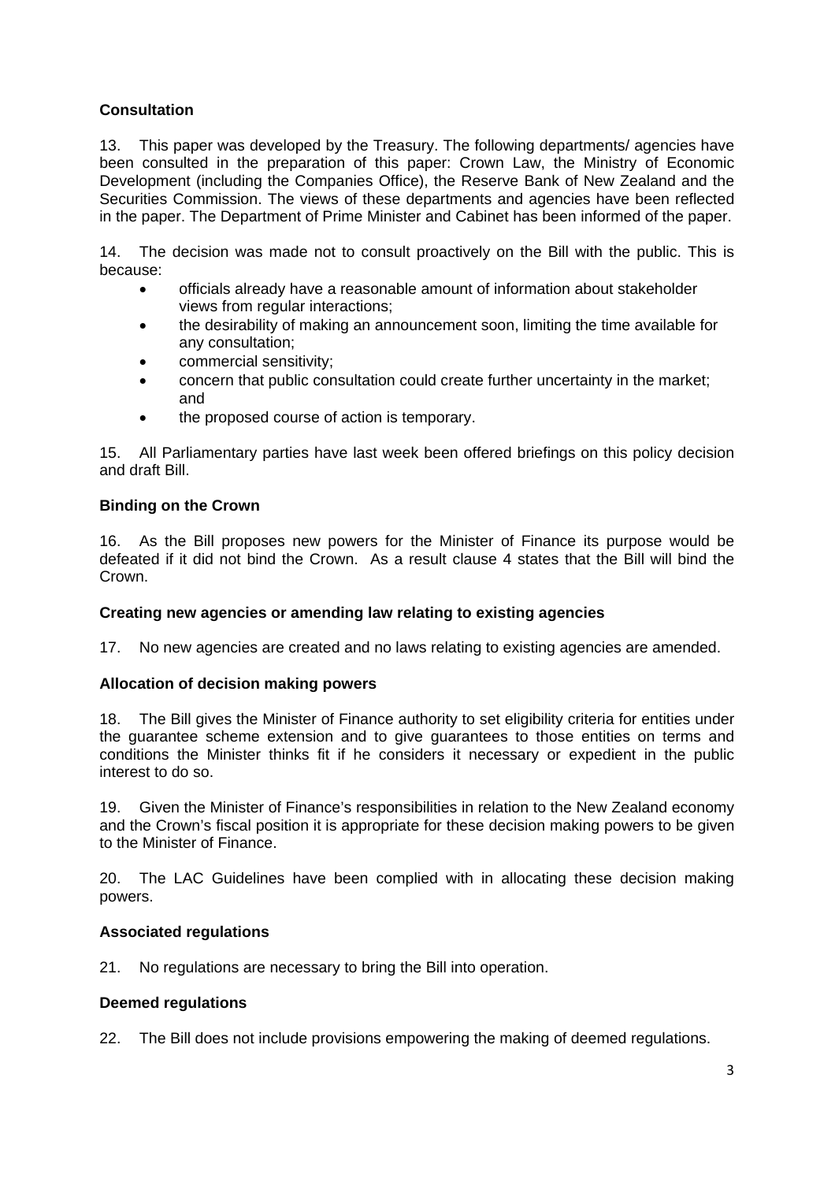**Consultation**

13. This paper was developed by the Treasury. The following departments/ agencies have been consulted in the preparation of this paper: Crown Law, the Ministry of Economic Development (including the Companies Office), the Reserve Bank of New Zealand and the Securities Commission. The views of these departments and agencies have been reflected in the paper. The Department of Prime Minister and Cabinet has been informed of the paper.

14. The decision was made not to consult proactively on the Bill with the public. This is because:

- officials already have a reasonable amount of information about stakeholder views from regular interactions;
- the desirability of making an announcement soon, limiting the time available for any consultation;
- commercial sensitivity;
- concern that public consultation could create further uncertainty in the market; and
- the proposed course of action is temporary.

15. All Parliamentary parties have last week been offered briefings on this policy decision and draft Bill.

**Binding on the Crown**

16. As the Bill proposes new powers for the Minister of Finance its purpose would be defeated if it did not bind the Crown. As a result clause 4 states that the Bill will bind the Crown.

**Creating new agencies or amending law relating to existing agencies**

17. No new agencies are created and no laws relating to existing agencies are amended.

**Allocation of decision making powers**

18. The Bill gives the Minister of Finance authority to set eligibility criteria for entities under the guarantee scheme extension and to give guarantees to those entities on terms and conditions the Minister thinks fit if he considers it necessary or expedient in the public interest to do so.

19. Given the Minister of Finance's responsibilities in relation to the New Zealand economy and the Crown's fiscal position it is appropriate for these decision making powers to be given to the Minister of Finance.

20. The LAC Guidelines have been complied with in allocating these decision making powers.

**Associated regulations**

21. No regulations are necessary to bring the Bill into operation.

**Deemed regulations**

22. The Bill does not include provisions empowering the making of deemed regulations.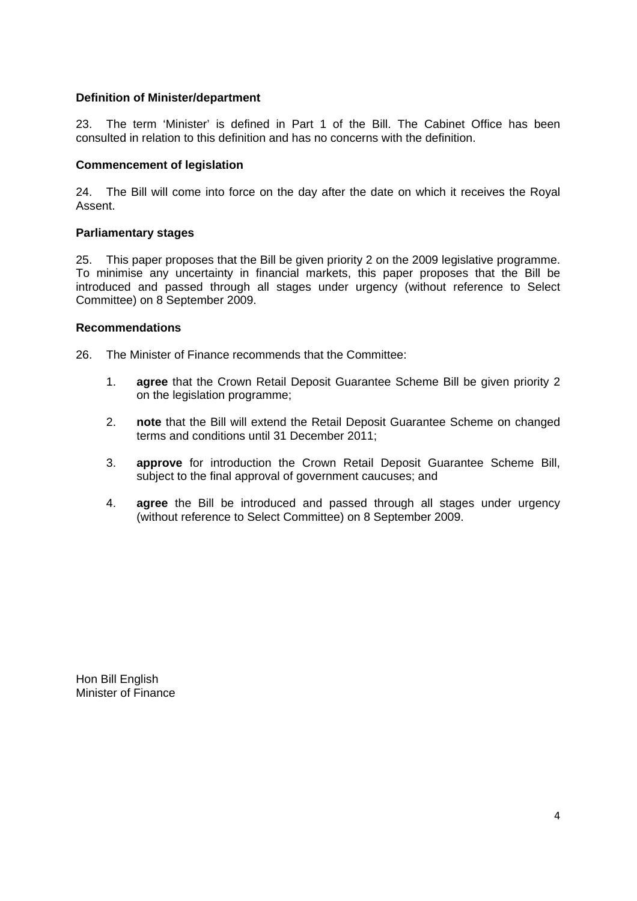**Definition of Minister/department**

23. The term 'Minister' is defined in Part 1 of the Bill. The Cabinet Office has been consulted in relation to this definition and has no concerns with the definition.

**Commencement of legislation**

24. The Bill will come into force on the day after the date on which it receives the Royal Assent.

**Parliamentary stages**

25. This paper proposes that the Bill be given priority 2 on the 2009 legislative programme. To minimise any uncertainty in financial markets, this paper proposes that the Bill be introduced and passed through all stages under urgency (without reference to Select Committee) on 8 September 2009.

**Recommendations**

26. The Minister of Finance recommends that the Committee:

1. **agree** that the Crown Retail Deposit Guarantee Scheme Bill be given priority 2 on the legislation programme;

2. **note** that the Bill will extend the Retail Deposit Guarantee Scheme on changed terms and conditions until 31 December 2011;

3. **approve** for introduction the Crown Retail Deposit Guarantee Scheme Bill, subject to the final approval of government caucuses; and

4. **agree** the Bill be introduced and passed through all stages under urgency (without reference to Select Committee) on 8 September 2009.

Hon Bill English
Minister of Finance